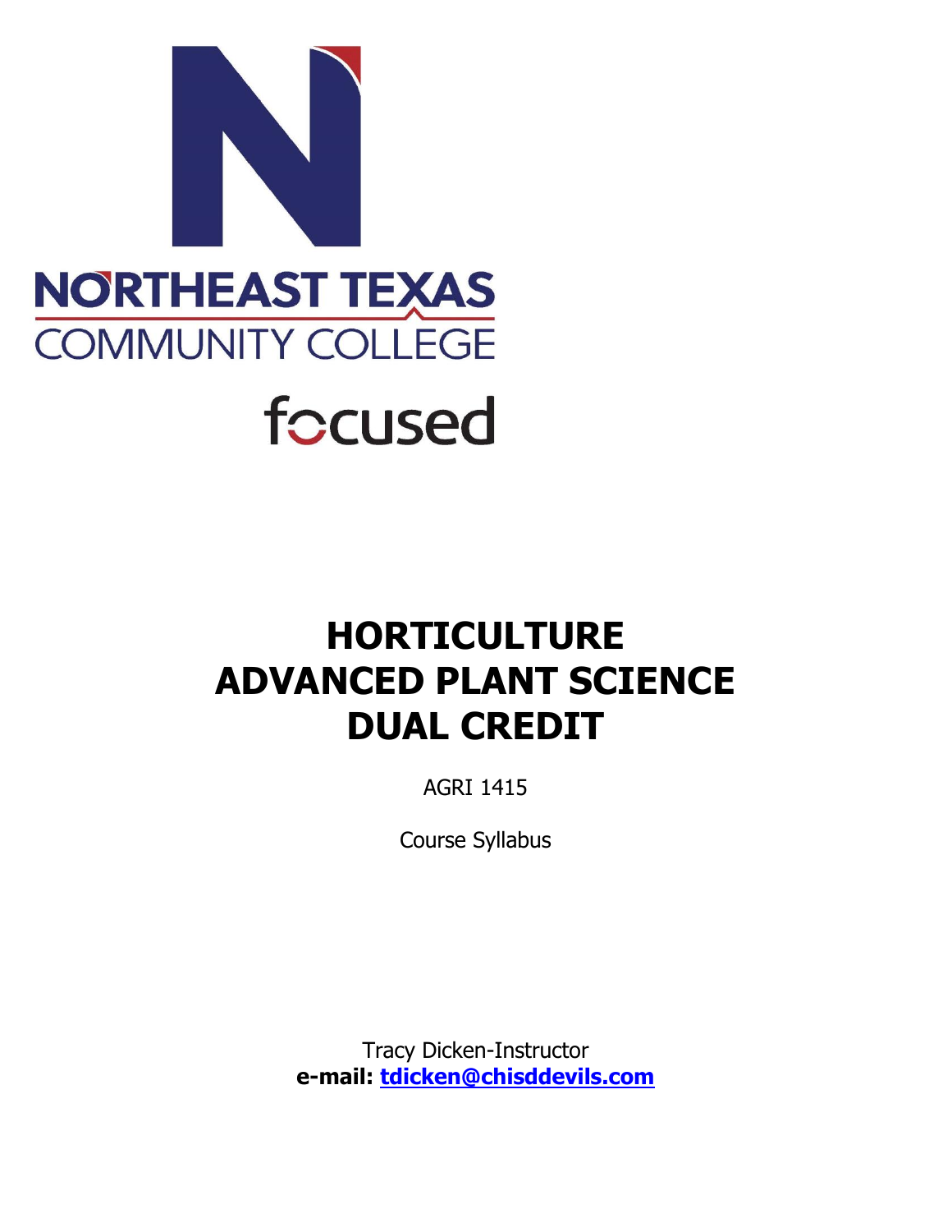NORTHEAST TEXAS
COMMUNITY COLLEGE

focused

# HORTICULTURE ADVANCED PLANT SCIENCE DUAL CREDIT

AGRI 1415

Course Syllabus

Tracy Dicken-Instructor
**e-mail: tdicken@chisddevils.com**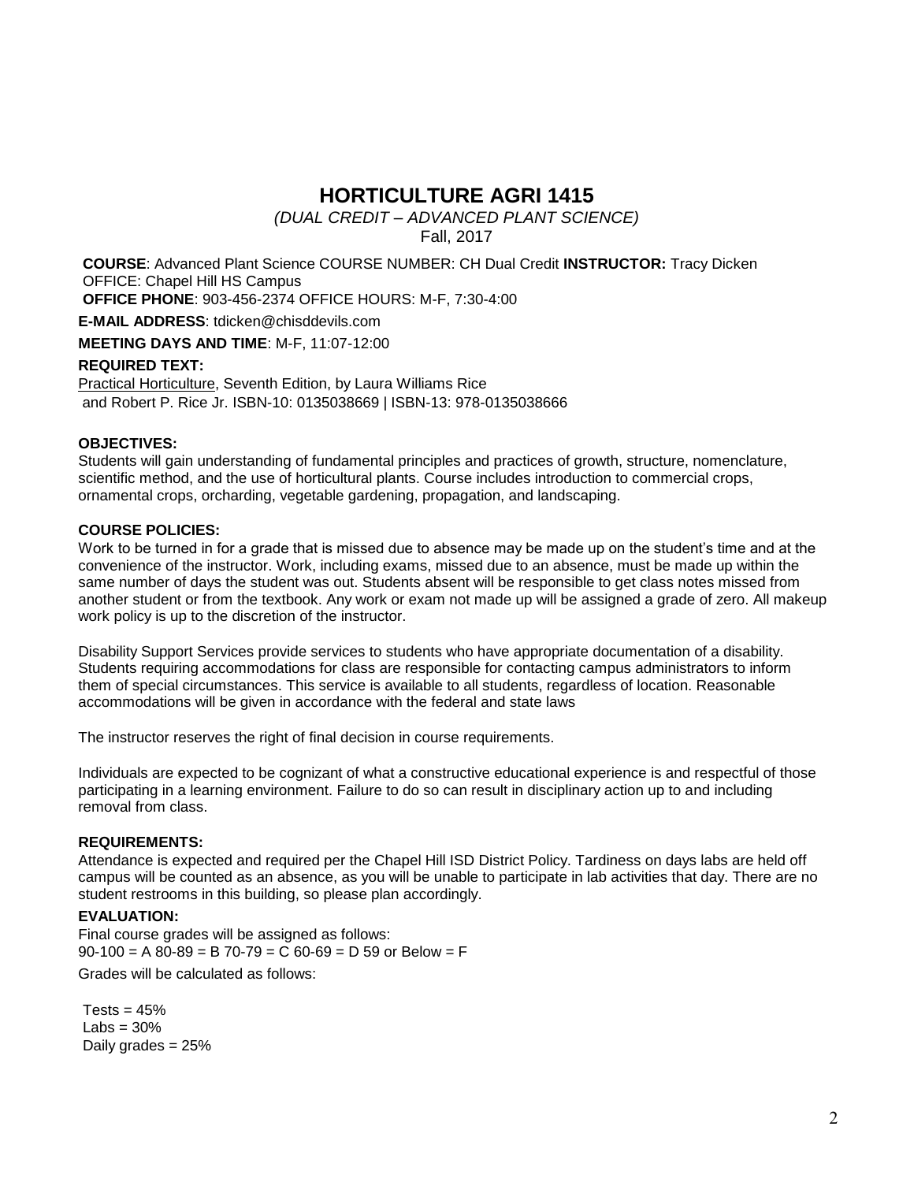# HORTICULTURE AGRI 1415

*(DUAL CREDIT – ADVANCED PLANT SCIENCE)*

Fall, 2017

**COURSE**: Advanced Plant Science COURSE NUMBER: CH Dual Credit **INSTRUCTOR:** Tracy Dicken
OFFICE: Chapel Hill HS Campus
**OFFICE PHONE**: 903-456-2374 OFFICE HOURS: M-F, 7:30-4:00

**E-MAIL ADDRESS**: tdicken@chisddevils.com

**MEETING DAYS AND TIME**: M-F, 11:07-12:00

**REQUIRED TEXT:**
Practical Horticulture, Seventh Edition, by Laura Williams Rice and Robert P. Rice Jr. ISBN-10: 0135038669 | ISBN-13: 978-0135038666

**OBJECTIVES:**
Students will gain understanding of fundamental principles and practices of growth, structure, nomenclature, scientific method, and the use of horticultural plants. Course includes introduction to commercial crops, ornamental crops, orcharding, vegetable gardening, propagation, and landscaping.

**COURSE POLICIES:**
Work to be turned in for a grade that is missed due to absence may be made up on the student's time and at the convenience of the instructor. Work, including exams, missed due to an absence, must be made up within the same number of days the student was out. Students absent will be responsible to get class notes missed from another student or from the textbook. Any work or exam not made up will be assigned a grade of zero. All makeup work policy is up to the discretion of the instructor.

Disability Support Services provide services to students who have appropriate documentation of a disability. Students requiring accommodations for class are responsible for contacting campus administrators to inform them of special circumstances. This service is available to all students, regardless of location. Reasonable accommodations will be given in accordance with the federal and state laws

The instructor reserves the right of final decision in course requirements.

Individuals are expected to be cognizant of what a constructive educational experience is and respectful of those participating in a learning environment. Failure to do so can result in disciplinary action up to and including removal from class.

**REQUIREMENTS:**
Attendance is expected and required per the Chapel Hill ISD District Policy. Tardiness on days labs are held off campus will be counted as an absence, as you will be unable to participate in lab activities that day. There are no student restrooms in this building, so please plan accordingly.

**EVALUATION:**
Final course grades will be assigned as follows:
90-100 = A 80-89 = B 70-79 = C 60-69 = D 59 or Below = F

Grades will be calculated as follows:

Tests = 45%
Labs = 30%
Daily grades = 25%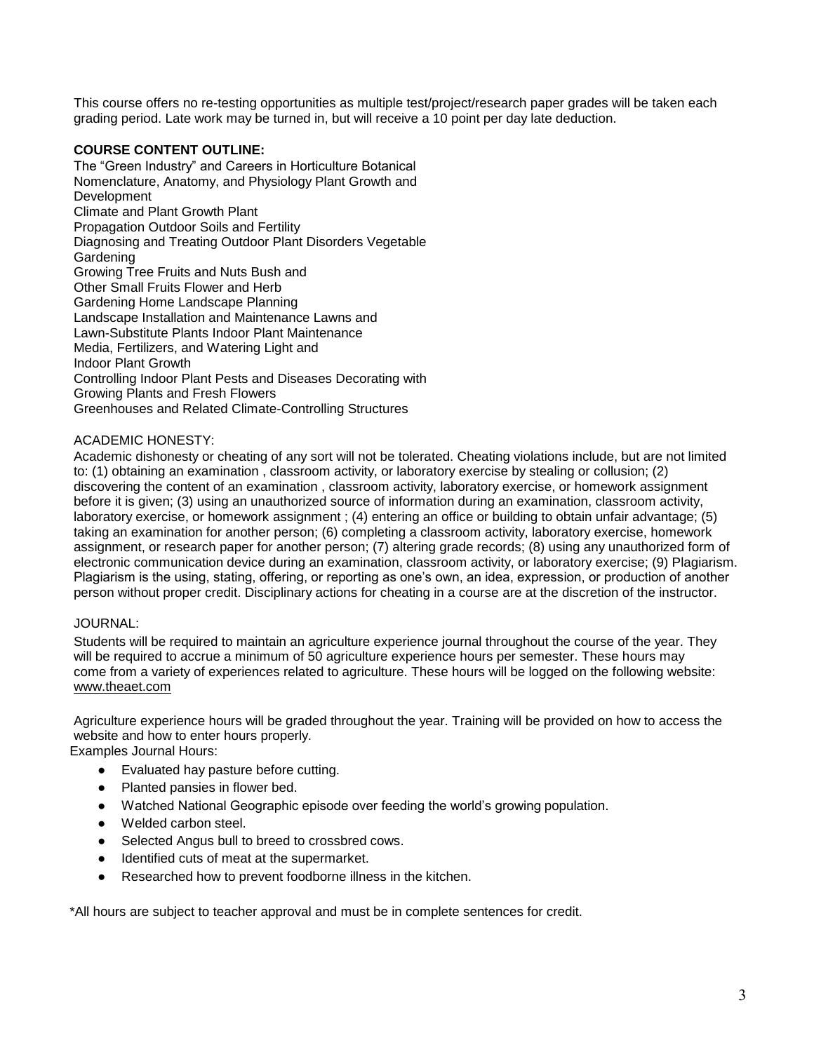This course offers no re-testing opportunities as multiple test/project/research paper grades will be taken each grading period. Late work may be turned in, but will receive a 10 point per day late deduction.

**COURSE CONTENT OUTLINE:**

The "Green Industry" and Careers in Horticulture Botanical Nomenclature, Anatomy, and Physiology Plant Growth and Development
Climate and Plant Growth Plant
Propagation Outdoor Soils and Fertility
Diagnosing and Treating Outdoor Plant Disorders Vegetable Gardening
Growing Tree Fruits and Nuts Bush and
Other Small Fruits Flower and Herb
Gardening Home Landscape Planning
Landscape Installation and Maintenance Lawns and
Lawn-Substitute Plants Indoor Plant Maintenance
Media, Fertilizers, and Watering Light and
Indoor Plant Growth
Controlling Indoor Plant Pests and Diseases Decorating with
Growing Plants and Fresh Flowers
Greenhouses and Related Climate-Controlling Structures

ACADEMIC HONESTY:

Academic dishonesty or cheating of any sort will not be tolerated. Cheating violations include, but are not limited to: (1) obtaining an examination , classroom activity, or laboratory exercise by stealing or collusion; (2) discovering the content of an examination , classroom activity, laboratory exercise, or homework assignment before it is given; (3) using an unauthorized source of information during an examination, classroom activity, laboratory exercise, or homework assignment ; (4) entering an office or building to obtain unfair advantage; (5) taking an examination for another person; (6) completing a classroom activity, laboratory exercise, homework assignment, or research paper for another person; (7) altering grade records; (8) using any unauthorized form of electronic communication device during an examination, classroom activity, or laboratory exercise; (9) Plagiarism. Plagiarism is the using, stating, offering, or reporting as one's own, an idea, expression, or production of another person without proper credit. Disciplinary actions for cheating in a course are at the discretion of the instructor.

JOURNAL:

Students will be required to maintain an agriculture experience journal throughout the course of the year. They will be required to accrue a minimum of 50 agriculture experience hours per semester. These hours may come from a variety of experiences related to agriculture. These hours will be logged on the following website: www.theaet.com

Agriculture experience hours will be graded throughout the year. Training will be provided on how to access the website and how to enter hours properly.

Examples Journal Hours:

- Evaluated hay pasture before cutting.
- Planted pansies in flower bed.
- Watched National Geographic episode over feeding the world's growing population.
- Welded carbon steel.
- Selected Angus bull to breed to crossbred cows.
- Identified cuts of meat at the supermarket.
- Researched how to prevent foodborne illness in the kitchen.

*All hours are subject to teacher approval and must be in complete sentences for credit.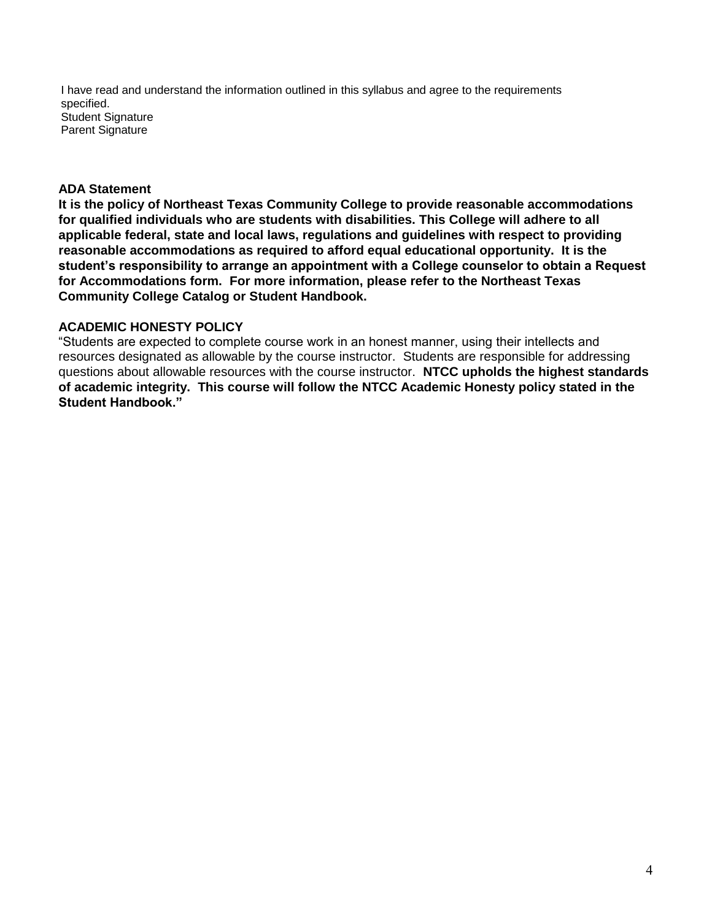I have read and understand the information outlined in this syllabus and agree to the requirements specified.
Student Signature
Parent Signature

**ADA Statement**

**It is the policy of Northeast Texas Community College to provide reasonable accommodations for qualified individuals who are students with disabilities. This College will adhere to all applicable federal, state and local laws, regulations and guidelines with respect to providing reasonable accommodations as required to afford equal educational opportunity. It is the student's responsibility to arrange an appointment with a College counselor to obtain a Request for Accommodations form. For more information, please refer to the Northeast Texas Community College Catalog or Student Handbook.**

**ACADEMIC HONESTY POLICY**

"Students are expected to complete course work in an honest manner, using their intellects and resources designated as allowable by the course instructor. Students are responsible for addressing questions about allowable resources with the course instructor. **NTCC upholds the highest standards of academic integrity. This course will follow the NTCC Academic Honesty policy stated in the Student Handbook."**